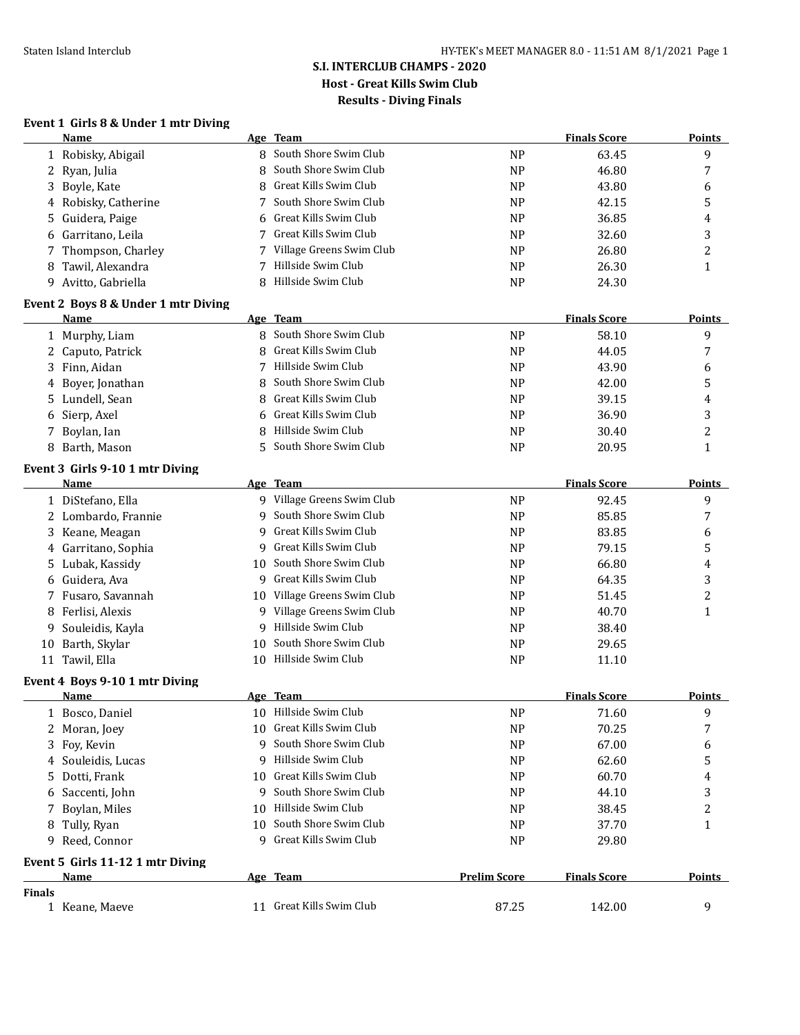# S.I. INTERCLUB CHAMPS - 2020

**Host - Great Kills Swim Club**

**Results - Diving Finals**

### Event 1 Girls 8 & Under 1 mtr Diving

| | Name | Age | Team | | Finals Score | Points |
|---|---|---|---|---|---|---|
| 1 | Robisky, Abigail | 8 | South Shore Swim Club | NP | 63.45 | 9 |
| 2 | Ryan, Julia | 8 | South Shore Swim Club | NP | 46.80 | 7 |
| 3 | Boyle, Kate | 8 | Great Kills Swim Club | NP | 43.80 | 6 |
| 4 | Robisky, Catherine | 7 | South Shore Swim Club | NP | 42.15 | 5 |
| 5 | Guidera, Paige | 6 | Great Kills Swim Club | NP | 36.85 | 4 |
| 6 | Garritano, Leila | 7 | Great Kills Swim Club | NP | 32.60 | 3 |
| 7 | Thompson, Charley | 7 | Village Greens Swim Club | NP | 26.80 | 2 |
| 8 | Tawil, Alexandra | 7 | Hillside Swim Club | NP | 26.30 | 1 |
| 9 | Avitto, Gabriella | 8 | Hillside Swim Club | NP | 24.30 | |

### Event 2 Boys 8 & Under 1 mtr Diving

| | Name | Age | Team | | Finals Score | Points |
|---|---|---|---|---|---|---|
| 1 | Murphy, Liam | 8 | South Shore Swim Club | NP | 58.10 | 9 |
| 2 | Caputo, Patrick | 8 | Great Kills Swim Club | NP | 44.05 | 7 |
| 3 | Finn, Aidan | 7 | Hillside Swim Club | NP | 43.90 | 6 |
| 4 | Boyer, Jonathan | 8 | South Shore Swim Club | NP | 42.00 | 5 |
| 5 | Lundell, Sean | 8 | Great Kills Swim Club | NP | 39.15 | 4 |
| 6 | Sierp, Axel | 6 | Great Kills Swim Club | NP | 36.90 | 3 |
| 7 | Boylan, Ian | 8 | Hillside Swim Club | NP | 30.40 | 2 |
| 8 | Barth, Mason | 5 | South Shore Swim Club | NP | 20.95 | 1 |

### Event 3 Girls 9-10 1 mtr Diving

| | Name | Age | Team | | Finals Score | Points |
|---|---|---|---|---|---|---|
| 1 | DiStefano, Ella | 9 | Village Greens Swim Club | NP | 92.45 | 9 |
| 2 | Lombardo, Frannie | 9 | South Shore Swim Club | NP | 85.85 | 7 |
| 3 | Keane, Meagan | 9 | Great Kills Swim Club | NP | 83.85 | 6 |
| 4 | Garritano, Sophia | 9 | Great Kills Swim Club | NP | 79.15 | 5 |
| 5 | Lubak, Kassidy | 10 | South Shore Swim Club | NP | 66.80 | 4 |
| 6 | Guidera, Ava | 9 | Great Kills Swim Club | NP | 64.35 | 3 |
| 7 | Fusaro, Savannah | 10 | Village Greens Swim Club | NP | 51.45 | 2 |
| 8 | Ferlisi, Alexis | 9 | Village Greens Swim Club | NP | 40.70 | 1 |
| 9 | Souleidis, Kayla | 9 | Hillside Swim Club | NP | 38.40 | |
| 10 | Barth, Skylar | 10 | South Shore Swim Club | NP | 29.65 | |
| 11 | Tawil, Ella | 10 | Hillside Swim Club | NP | 11.10 | |

### Event 4 Boys 9-10 1 mtr Diving

| | Name | Age | Team | | Finals Score | Points |
|---|---|---|---|---|---|---|
| 1 | Bosco, Daniel | 10 | Hillside Swim Club | NP | 71.60 | 9 |
| 2 | Moran, Joey | 10 | Great Kills Swim Club | NP | 70.25 | 7 |
| 3 | Foy, Kevin | 9 | South Shore Swim Club | NP | 67.00 | 6 |
| 4 | Souleidis, Lucas | 9 | Hillside Swim Club | NP | 62.60 | 5 |
| 5 | Dotti, Frank | 10 | Great Kills Swim Club | NP | 60.70 | 4 |
| 6 | Saccenti, John | 9 | South Shore Swim Club | NP | 44.10 | 3 |
| 7 | Boylan, Miles | 10 | Hillside Swim Club | NP | 38.45 | 2 |
| 8 | Tully, Ryan | 10 | South Shore Swim Club | NP | 37.70 | 1 |
| 9 | Reed, Connor | 9 | Great Kills Swim Club | NP | 29.80 | |

### Event 5 Girls 11-12 1 mtr Diving

| | Name | Age | Team | Prelim Score | Finals Score | Points |
|---|---|---|---|---|---|---|
| **Finals** | | | | | | |
| 1 | Keane, Maeve | 11 | Great Kills Swim Club | 87.25 | 142.00 | 9 |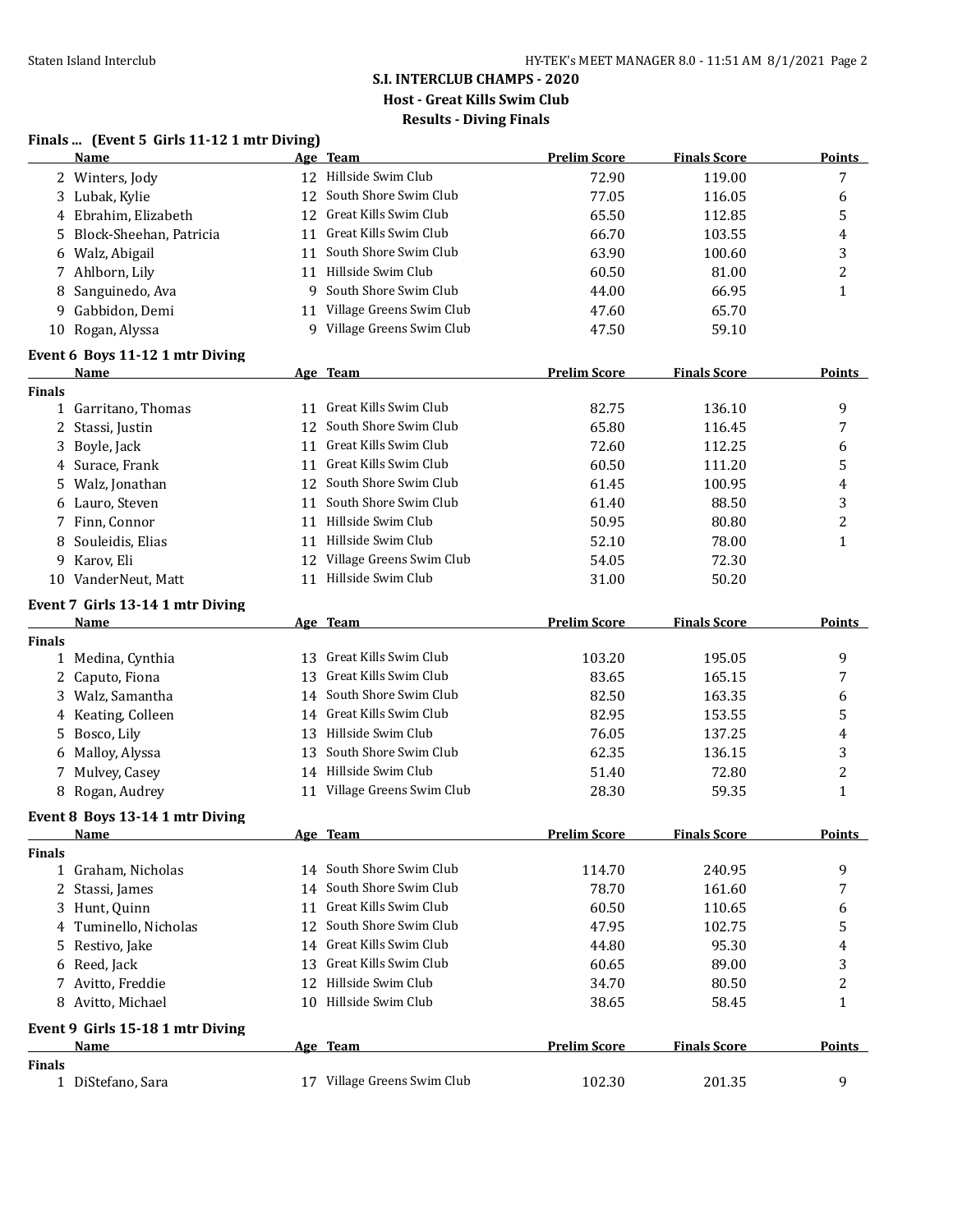**S.I. INTERCLUB CHAMPS - 2020**

**Host - Great Kills Swim Club**

**Results - Diving Finals**

### Finals ... (Event 5 Girls 11-12 1 mtr Diving)

| | Name | Age | Team | Prelim Score | Finals Score | Points |
|---|---|---|---|---|---|---|
| 2 | Winters, Jody | 12 | Hillside Swim Club | 72.90 | 119.00 | 7 |
| 3 | Lubak, Kylie | 12 | South Shore Swim Club | 77.05 | 116.05 | 6 |
| 4 | Ebrahim, Elizabeth | 12 | Great Kills Swim Club | 65.50 | 112.85 | 5 |
| 5 | Block-Sheehan, Patricia | 11 | Great Kills Swim Club | 66.70 | 103.55 | 4 |
| 6 | Walz, Abigail | 11 | South Shore Swim Club | 63.90 | 100.60 | 3 |
| 7 | Ahlborn, Lily | 11 | Hillside Swim Club | 60.50 | 81.00 | 2 |
| 8 | Sanguinedo, Ava | 9 | South Shore Swim Club | 44.00 | 66.95 | 1 |
| 9 | Gabbidon, Demi | 11 | Village Greens Swim Club | 47.60 | 65.70 | |
| 10 | Rogan, Alyssa | 9 | Village Greens Swim Club | 47.50 | 59.10 | |

### Event 6 Boys 11-12 1 mtr Diving

| | Name | Age | Team | Prelim Score | Finals Score | Points |
|---|---|---|---|---|---|---|
| **Finals** | | | | | | |
| 1 | Garritano, Thomas | 11 | Great Kills Swim Club | 82.75 | 136.10 | 9 |
| 2 | Stassi, Justin | 12 | South Shore Swim Club | 65.80 | 116.45 | 7 |
| 3 | Boyle, Jack | 11 | Great Kills Swim Club | 72.60 | 112.25 | 6 |
| 4 | Surace, Frank | 11 | Great Kills Swim Club | 60.50 | 111.20 | 5 |
| 5 | Walz, Jonathan | 12 | South Shore Swim Club | 61.45 | 100.95 | 4 |
| 6 | Lauro, Steven | 11 | South Shore Swim Club | 61.40 | 88.50 | 3 |
| 7 | Finn, Connor | 11 | Hillside Swim Club | 50.95 | 80.80 | 2 |
| 8 | Souleidis, Elias | 11 | Hillside Swim Club | 52.10 | 78.00 | 1 |
| 9 | Karov, Eli | 12 | Village Greens Swim Club | 54.05 | 72.30 | |
| 10 | VanderNeut, Matt | 11 | Hillside Swim Club | 31.00 | 50.20 | |

### Event 7 Girls 13-14 1 mtr Diving

| | Name | Age | Team | Prelim Score | Finals Score | Points |
|---|---|---|---|---|---|---|
| **Finals** | | | | | | |
| 1 | Medina, Cynthia | 13 | Great Kills Swim Club | 103.20 | 195.05 | 9 |
| 2 | Caputo, Fiona | 13 | Great Kills Swim Club | 83.65 | 165.15 | 7 |
| 3 | Walz, Samantha | 14 | South Shore Swim Club | 82.50 | 163.35 | 6 |
| 4 | Keating, Colleen | 14 | Great Kills Swim Club | 82.95 | 153.55 | 5 |
| 5 | Bosco, Lily | 13 | Hillside Swim Club | 76.05 | 137.25 | 4 |
| 6 | Malloy, Alyssa | 13 | South Shore Swim Club | 62.35 | 136.15 | 3 |
| 7 | Mulvey, Casey | 14 | Hillside Swim Club | 51.40 | 72.80 | 2 |
| 8 | Rogan, Audrey | 11 | Village Greens Swim Club | 28.30 | 59.35 | 1 |

### Event 8 Boys 13-14 1 mtr Diving

| | Name | Age | Team | Prelim Score | Finals Score | Points |
|---|---|---|---|---|---|---|
| **Finals** | | | | | | |
| 1 | Graham, Nicholas | 14 | South Shore Swim Club | 114.70 | 240.95 | 9 |
| 2 | Stassi, James | 14 | South Shore Swim Club | 78.70 | 161.60 | 7 |
| 3 | Hunt, Quinn | 11 | Great Kills Swim Club | 60.50 | 110.65 | 6 |
| 4 | Tuminello, Nicholas | 12 | South Shore Swim Club | 47.95 | 102.75 | 5 |
| 5 | Restivo, Jake | 14 | Great Kills Swim Club | 44.80 | 95.30 | 4 |
| 6 | Reed, Jack | 13 | Great Kills Swim Club | 60.65 | 89.00 | 3 |
| 7 | Avitto, Freddie | 12 | Hillside Swim Club | 34.70 | 80.50 | 2 |
| 8 | Avitto, Michael | 10 | Hillside Swim Club | 38.65 | 58.45 | 1 |

### Event 9 Girls 15-18 1 mtr Diving

| | Name | Age | Team | Prelim Score | Finals Score | Points |
|---|---|---|---|---|---|---|
| **Finals** | | | | | | |
| 1 | DiStefano, Sara | 17 | Village Greens Swim Club | 102.30 | 201.35 | 9 |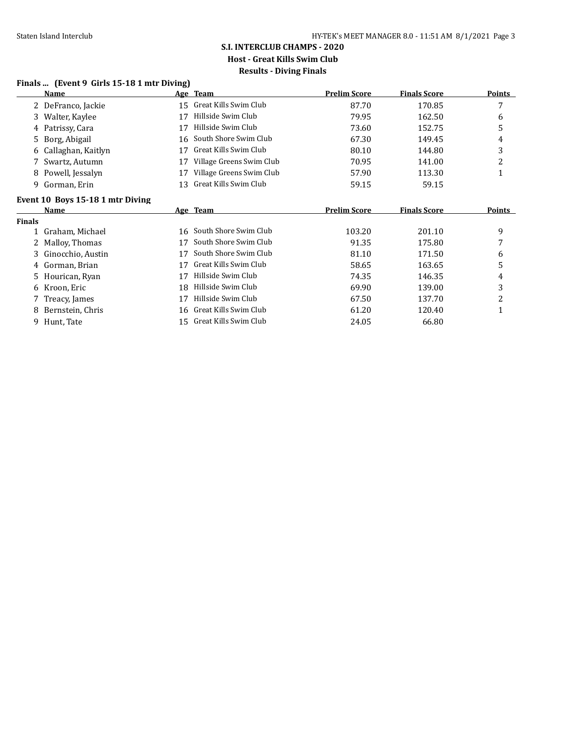# S.I. INTERCLUB CHAMPS - 2020

**Host - Great Kills Swim Club**

**Results - Diving Finals**

## Finals ... (Event 9 Girls 15-18 1 mtr Diving)

| | Name | Age | Team | Prelim Score | Finals Score | Points |
|---|---|---|---|---|---|---|
| 2 | DeFranco, Jackie | 15 | Great Kills Swim Club | 87.70 | 170.85 | 7 |
| 3 | Walter, Kaylee | 17 | Hillside Swim Club | 79.95 | 162.50 | 6 |
| 4 | Patrissy, Cara | 17 | Hillside Swim Club | 73.60 | 152.75 | 5 |
| 5 | Borg, Abigail | 16 | South Shore Swim Club | 67.30 | 149.45 | 4 |
| 6 | Callaghan, Kaitlyn | 17 | Great Kills Swim Club | 80.10 | 144.80 | 3 |
| 7 | Swartz, Autumn | 17 | Village Greens Swim Club | 70.95 | 141.00 | 2 |
| 8 | Powell, Jessalyn | 17 | Village Greens Swim Club | 57.90 | 113.30 | 1 |
| 9 | Gorman, Erin | 13 | Great Kills Swim Club | 59.15 | 59.15 | |

## Event 10 Boys 15-18 1 mtr Diving

| | Name | Age | Team | Prelim Score | Finals Score | Points |
|---|---|---|---|---|---|---|
| **Finals** | | | | | | |
| 1 | Graham, Michael | 16 | South Shore Swim Club | 103.20 | 201.10 | 9 |
| 2 | Malloy, Thomas | 17 | South Shore Swim Club | 91.35 | 175.80 | 7 |
| 3 | Ginocchio, Austin | 17 | South Shore Swim Club | 81.10 | 171.50 | 6 |
| 4 | Gorman, Brian | 17 | Great Kills Swim Club | 58.65 | 163.65 | 5 |
| 5 | Hourican, Ryan | 17 | Hillside Swim Club | 74.35 | 146.35 | 4 |
| 6 | Kroon, Eric | 18 | Hillside Swim Club | 69.90 | 139.00 | 3 |
| 7 | Treacy, James | 17 | Hillside Swim Club | 67.50 | 137.70 | 2 |
| 8 | Bernstein, Chris | 16 | Great Kills Swim Club | 61.20 | 120.40 | 1 |
| 9 | Hunt, Tate | 15 | Great Kills Swim Club | 24.05 | 66.80 | |